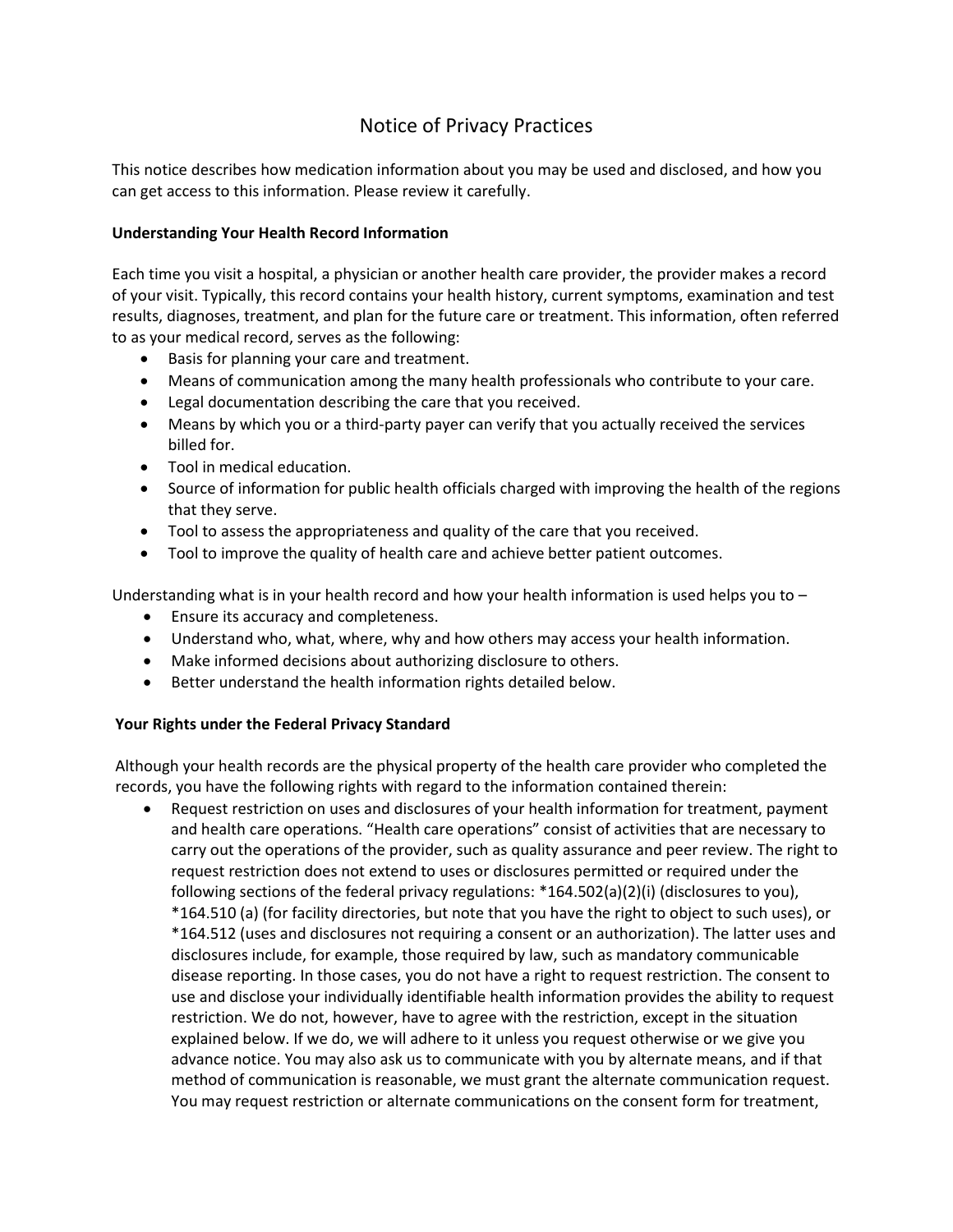# Notice of Privacy Practices

This notice describes how medication information about you may be used and disclosed, and how you can get access to this information. Please review it carefully.

**Understanding Your Health Record Information**

Each time you visit a hospital, a physician or another health care provider, the provider makes a record of your visit. Typically, this record contains your health history, current symptoms, examination and test results, diagnoses, treatment, and plan for the future care or treatment. This information, often referred to as your medical record, serves as the following:

- Basis for planning your care and treatment.
- Means of communication among the many health professionals who contribute to your care.
- Legal documentation describing the care that you received.
- Means by which you or a third-party payer can verify that you actually received the services billed for.
- Tool in medical education.
- Source of information for public health officials charged with improving the health of the regions that they serve.
- Tool to assess the appropriateness and quality of the care that you received.
- Tool to improve the quality of health care and achieve better patient outcomes.

Understanding what is in your health record and how your health information is used helps you to –

- Ensure its accuracy and completeness.
- Understand who, what, where, why and how others may access your health information.
- Make informed decisions about authorizing disclosure to others.
- Better understand the health information rights detailed below.

**Your Rights under the Federal Privacy Standard**

Although your health records are the physical property of the health care provider who completed the records, you have the following rights with regard to the information contained therein:

- Request restriction on uses and disclosures of your health information for treatment, payment and health care operations. "Health care operations" consist of activities that are necessary to carry out the operations of the provider, such as quality assurance and peer review. The right to request restriction does not extend to uses or disclosures permitted or required under the following sections of the federal privacy regulations: *164.502(a)(2)(i) (disclosures to you), *164.510 (a) (for facility directories, but note that you have the right to object to such uses), or *164.512 (uses and disclosures not requiring a consent or an authorization). The latter uses and disclosures include, for example, those required by law, such as mandatory communicable disease reporting. In those cases, you do not have a right to request restriction. The consent to use and disclose your individually identifiable health information provides the ability to request restriction. We do not, however, have to agree with the restriction, except in the situation explained below. If we do, we will adhere to it unless you request otherwise or we give you advance notice. You may also ask us to communicate with you by alternate means, and if that method of communication is reasonable, we must grant the alternate communication request. You may request restriction or alternate communications on the consent form for treatment,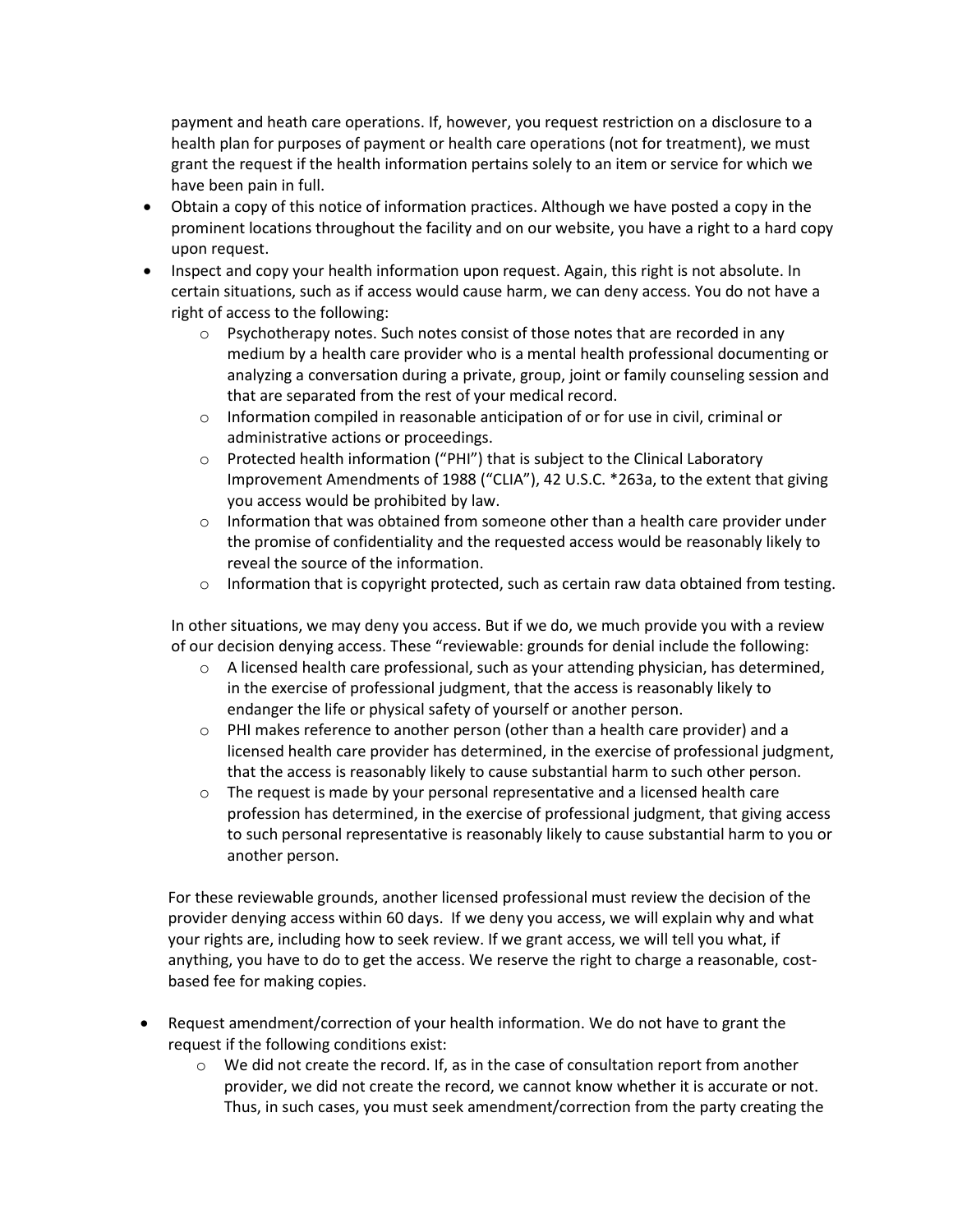payment and heath care operations. If, however, you request restriction on a disclosure to a health plan for purposes of payment or health care operations (not for treatment), we must grant the request if the health information pertains solely to an item or service for which we have been pain in full.

- Obtain a copy of this notice of information practices. Although we have posted a copy in the prominent locations throughout the facility and on our website, you have a right to a hard copy upon request.
- Inspect and copy your health information upon request. Again, this right is not absolute. In certain situations, such as if access would cause harm, we can deny access. You do not have a right of access to the following:
    - Psychotherapy notes. Such notes consist of those notes that are recorded in any medium by a health care provider who is a mental health professional documenting or analyzing a conversation during a private, group, joint or family counseling session and that are separated from the rest of your medical record.
    - Information compiled in reasonable anticipation of or for use in civil, criminal or administrative actions or proceedings.
    - Protected health information ("PHI") that is subject to the Clinical Laboratory Improvement Amendments of 1988 ("CLIA"), 42 U.S.C. *263a, to the extent that giving you access would be prohibited by law.
    - Information that was obtained from someone other than a health care provider under the promise of confidentiality and the requested access would be reasonably likely to reveal the source of the information.
    - Information that is copyright protected, such as certain raw data obtained from testing.

  In other situations, we may deny you access. But if we do, we much provide you with a review of our decision denying access. These "reviewable: grounds for denial include the following:

    - A licensed health care professional, such as your attending physician, has determined, in the exercise of professional judgment, that the access is reasonably likely to endanger the life or physical safety of yourself or another person.
    - PHI makes reference to another person (other than a health care provider) and a licensed health care provider has determined, in the exercise of professional judgment, that the access is reasonably likely to cause substantial harm to such other person.
    - The request is made by your personal representative and a licensed health care profession has determined, in the exercise of professional judgment, that giving access to such personal representative is reasonably likely to cause substantial harm to you or another person.

  For these reviewable grounds, another licensed professional must review the decision of the provider denying access within 60 days. If we deny you access, we will explain why and what your rights are, including how to seek review. If we grant access, we will tell you what, if anything, you have to do to get the access. We reserve the right to charge a reasonable, cost-based fee for making copies.

- Request amendment/correction of your health information. We do not have to grant the request if the following conditions exist:
    - We did not create the record. If, as in the case of consultation report from another provider, we did not create the record, we cannot know whether it is accurate or not. Thus, in such cases, you must seek amendment/correction from the party creating the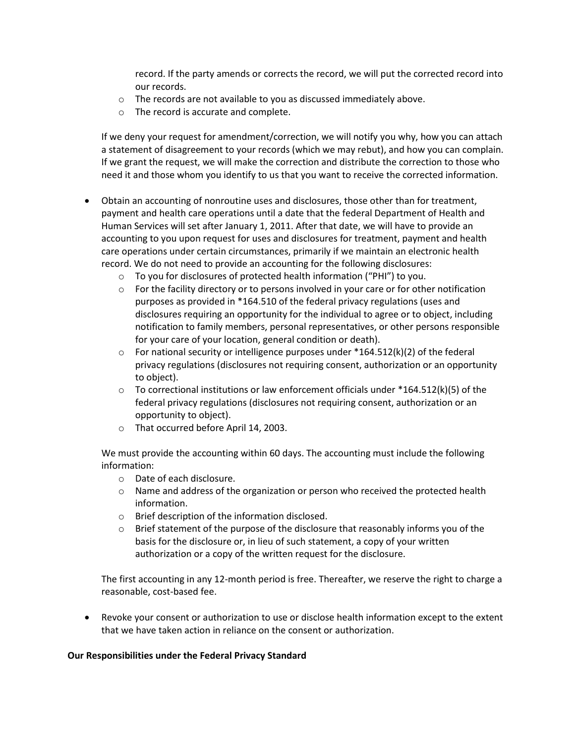record. If the party amends or corrects the record, we will put the corrected record into our records.
    - The records are not available to you as discussed immediately above.
    - The record is accurate and complete.

  If we deny your request for amendment/correction, we will notify you why, how you can attach a statement of disagreement to your records (which we may rebut), and how you can complain. If we grant the request, we will make the correction and distribute the correction to those who need it and those whom you identify to us that you want to receive the corrected information.

- Obtain an accounting of nonroutine uses and disclosures, those other than for treatment, payment and health care operations until a date that the federal Department of Health and Human Services will set after January 1, 2011. After that date, we will have to provide an accounting to you upon request for uses and disclosures for treatment, payment and health care operations under certain circumstances, primarily if we maintain an electronic health record. We do not need to provide an accounting for the following disclosures:
    - To you for disclosures of protected health information ("PHI") to you.
    - For the facility directory or to persons involved in your care or for other notification purposes as provided in *164.510 of the federal privacy regulations (uses and disclosures requiring an opportunity for the individual to agree or to object, including notification to family members, personal representatives, or other persons responsible for your care of your location, general condition or death).
    - For national security or intelligence purposes under *164.512(k)(2) of the federal privacy regulations (disclosures not requiring consent, authorization or an opportunity to object).
    - To correctional institutions or law enforcement officials under *164.512(k)(5) of the federal privacy regulations (disclosures not requiring consent, authorization or an opportunity to object).
    - That occurred before April 14, 2003.

  We must provide the accounting within 60 days. The accounting must include the following information:
    - Date of each disclosure.
    - Name and address of the organization or person who received the protected health information.
    - Brief description of the information disclosed.
    - Brief statement of the purpose of the disclosure that reasonably informs you of the basis for the disclosure or, in lieu of such statement, a copy of your written authorization or a copy of the written request for the disclosure.

  The first accounting in any 12-month period is free. Thereafter, we reserve the right to charge a reasonable, cost-based fee.

- Revoke your consent or authorization to use or disclose health information except to the extent that we have taken action in reliance on the consent or authorization.

**Our Responsibilities under the Federal Privacy Standard**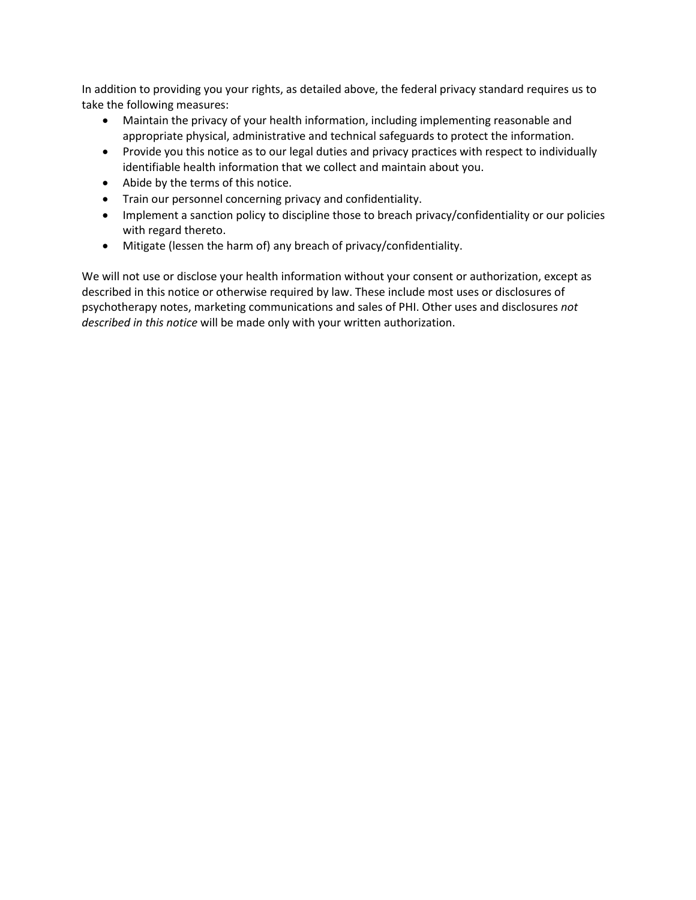In addition to providing you your rights, as detailed above, the federal privacy standard requires us to take the following measures:

- Maintain the privacy of your health information, including implementing reasonable and appropriate physical, administrative and technical safeguards to protect the information.
- Provide you this notice as to our legal duties and privacy practices with respect to individually identifiable health information that we collect and maintain about you.
- Abide by the terms of this notice.
- Train our personnel concerning privacy and confidentiality.
- Implement a sanction policy to discipline those to breach privacy/confidentiality or our policies with regard thereto.
- Mitigate (lessen the harm of) any breach of privacy/confidentiality.

We will not use or disclose your health information without your consent or authorization, except as described in this notice or otherwise required by law. These include most uses or disclosures of psychotherapy notes, marketing communications and sales of PHI. Other uses and disclosures *not described in this notice* will be made only with your written authorization.